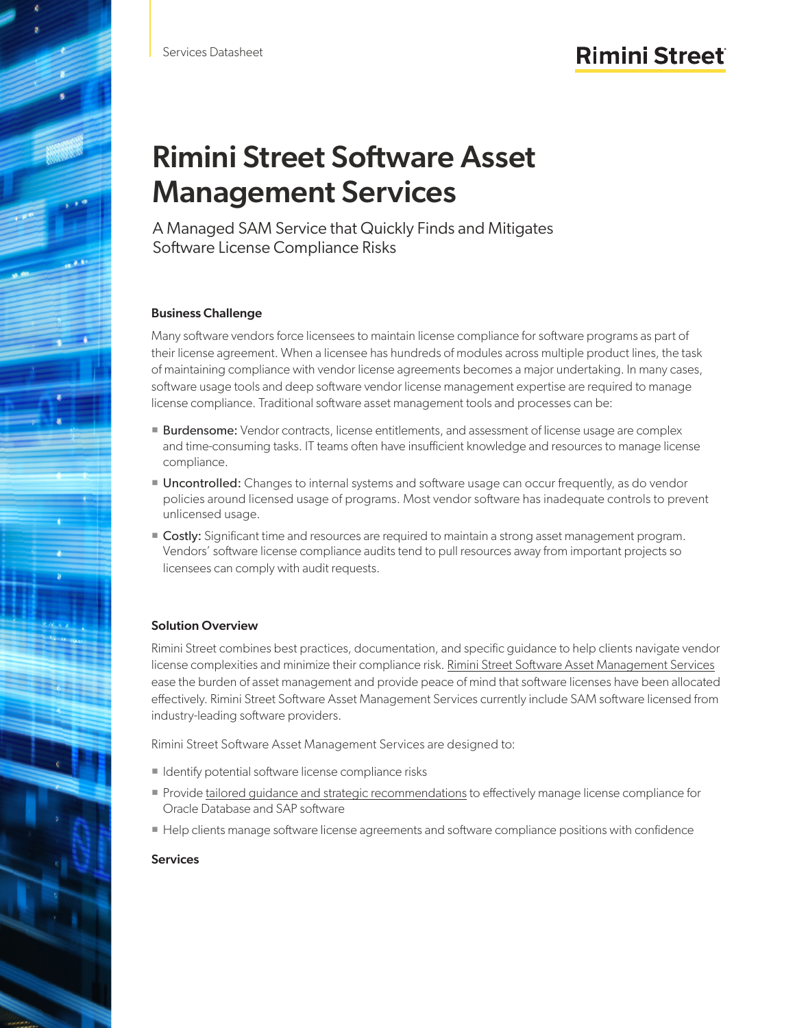Services Datasheet

# Rimini Street Software Asset Management Services

A Managed SAM Service that Quickly Finds and Mitigates Software License Compliance Risks

## Business Challenge

Many software vendors force licensees to maintain license compliance for software programs as part of their license agreement. When a licensee has hundreds of modules across multiple product lines, the task of maintaining compliance with vendor license agreements becomes a major undertaking. In many cases, software usage tools and deep software vendor license management expertise are required to manage license compliance. Traditional software asset management tools and processes can be:

- **Burdensome:** Vendor contracts, license entitlements, and assessment of license usage are complex and time-consuming tasks. IT teams often have insufficient knowledge and resources to manage license compliance.
- **Uncontrolled:** Changes to internal systems and software usage can occur frequently, as do vendor policies around licensed usage of programs. Most vendor software has inadequate controls to prevent unlicensed usage.
- **Costly:** Significant time and resources are required to maintain a strong asset management program. Vendors' software license compliance audits tend to pull resources away from important projects so licensees can comply with audit requests.

## Solution Overview

Rimini Street combines best practices, documentation, and specific guidance to help clients navigate vendor license complexities and minimize their compliance risk. Rimini Street Software Asset Management Services ease the burden of asset management and provide peace of mind that software licenses have been allocated effectively. Rimini Street Software Asset Management Services currently include SAM software licensed from industry-leading software providers.

Rimini Street Software Asset Management Services are designed to:

- Identify potential software license compliance risks
- Provide tailored guidance and strategic recommendations to effectively manage license compliance for Oracle Database and SAP software
- Help clients manage software license agreements and software compliance positions with confidence

## Services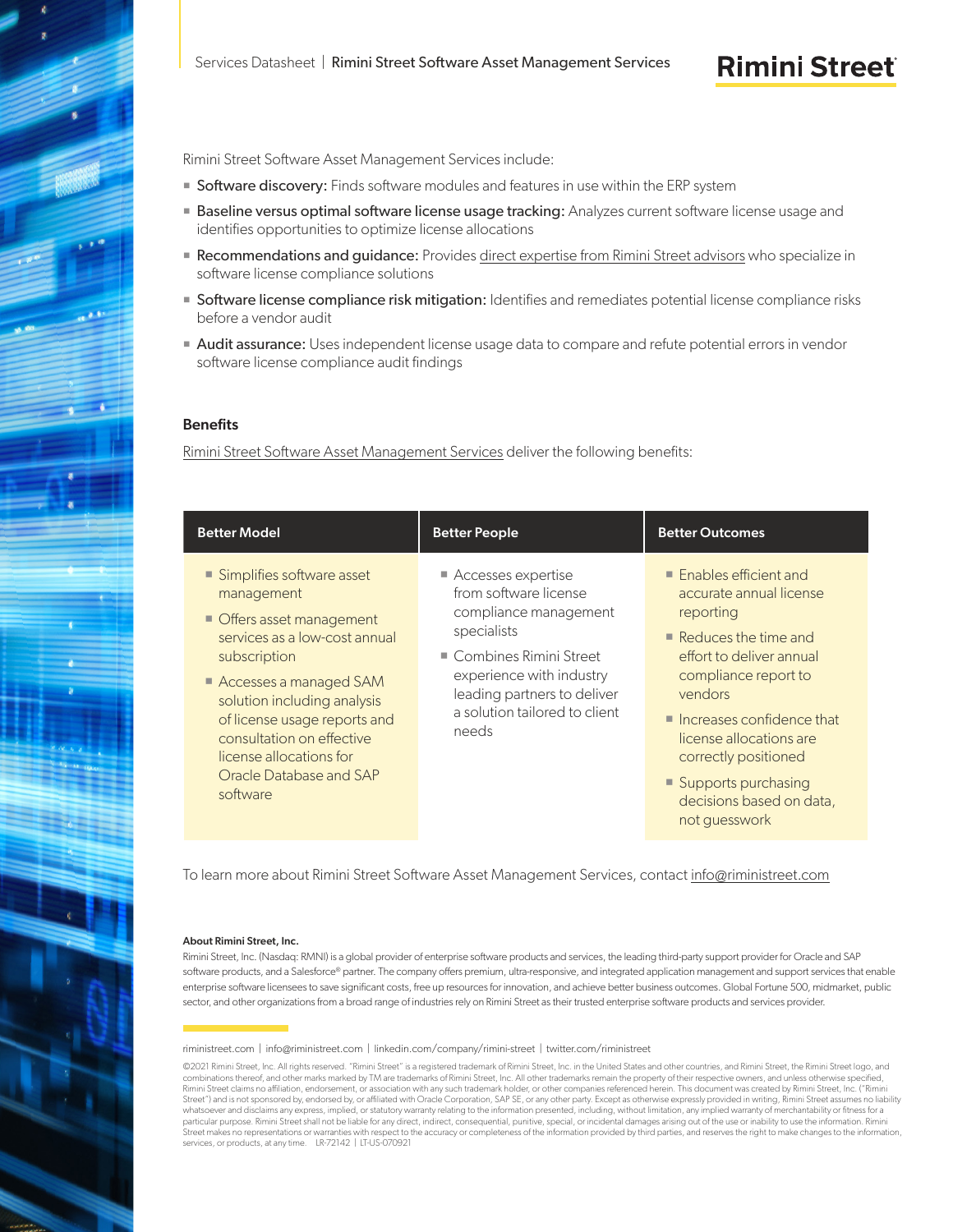Rimini Street Software Asset Management Services include:

- **Software discovery:** Finds software modules and features in use within the ERP system
- **Baseline versus optimal software license usage tracking:** Analyzes current software license usage and identifies opportunities to optimize license allocations
- **Recommendations and guidance:** Provides direct expertise from Rimini Street advisors who specialize in software license compliance solutions
- **Software license compliance risk mitigation:** Identifies and remediates potential license compliance risks before a vendor audit
- **Audit assurance:** Uses independent license usage data to compare and refute potential errors in vendor software license compliance audit findings

### Benefits

Rimini Street Software Asset Management Services deliver the following benefits:

| Better Model | Better People | Better Outcomes |
|---|---|---|
| ■ Simplifies software asset management<br>■ Offers asset management services as a low-cost annual subscription<br>■ Accesses a managed SAM solution including analysis of license usage reports and consultation on effective license allocations for Oracle Database and SAP software | ■ Accesses expertise from software license compliance management specialists<br>■ Combines Rimini Street experience with industry leading partners to deliver a solution tailored to client needs | ■ Enables efficient and accurate annual license reporting<br>■ Reduces the time and effort to deliver annual compliance report to vendors<br>■ Increases confidence that license allocations are correctly positioned<br>■ Supports purchasing decisions based on data, not guesswork |

To learn more about Rimini Street Software Asset Management Services, contact info@riministreet.com

**About Rimini Street, Inc.**

Rimini Street, Inc. (Nasdaq: RMNI) is a global provider of enterprise software products and services, the leading third-party support provider for Oracle and SAP software products, and a Salesforce® partner. The company offers premium, ultra-responsive, and integrated application management and support services that enable enterprise software licensees to save significant costs, free up resources for innovation, and achieve better business outcomes. Global Fortune 500, midmarket, public sector, and other organizations from a broad range of industries rely on Rimini Street as their trusted enterprise software products and services provider.

riministreet.com | info@riministreet.com | linkedin.com/company/rimini-street | twitter.com/riministreet

©2021 Rimini Street, Inc. All rights reserved. "Rimini Street" is a registered trademark of Rimini Street, Inc. in the United States and other countries, and Rimini Street, the Rimini Street logo, and combinations thereof, and other marks marked by TM are trademarks of Rimini Street, Inc. All other trademarks remain the property of their respective owners, and unless otherwise specified, Rimini Street claims no affiliation, endorsement, or association with any such trademark holder, or other companies referenced herein. This document was created by Rimini Street, Inc. ("Rimini Street") and is not sponsored by, endorsed by, or affiliated with Oracle Corporation, SAP SE, or any other party. Except as otherwise expressly provided in writing, Rimini Street assumes no liability whatsoever and disclaims any express, implied, or statutory warranty relating to the information presented, including, without limitation, any implied warranty of merchantability or fitness for a particular purpose. Rimini Street shall not be liable for any direct, indirect, consequential, punitive, special, or incidental damages arising out of the use or inability to use the information. Rimini Street makes no representations or warranties with respect to the accuracy or completeness of the information provided by third parties, and reserves the right to make changes to the information, services, or products, at any time. LR-72142 | LT-US-070921